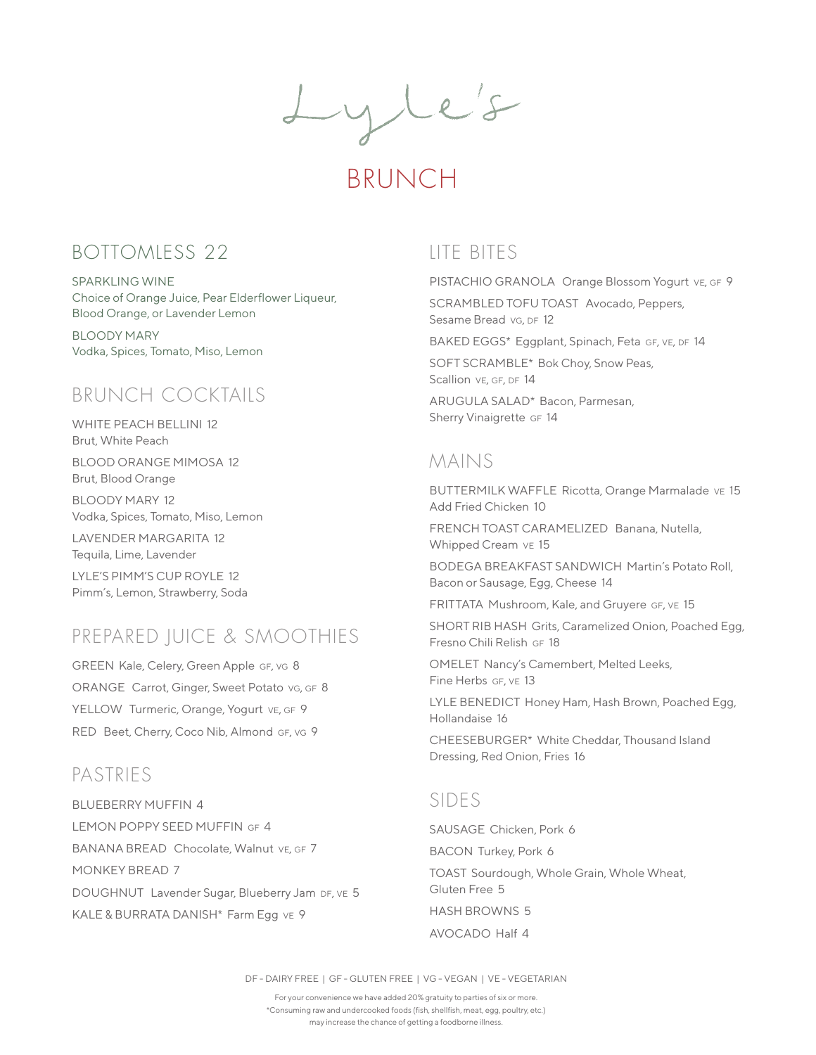# Lyle's

## BRUNCH

### BOTTOMLESS 22

SPARKLING WINE
Choice of Orange Juice, Pear Elderflower Liqueur, Blood Orange, or Lavender Lemon

BLOODY MARY
Vodka, Spices, Tomato, Miso, Lemon

### BRUNCH COCKTAILS

WHITE PEACH BELLINI 12
Brut, White Peach

BLOOD ORANGE MIMOSA 12
Brut, Blood Orange

BLOODY MARY 12
Vodka, Spices, Tomato, Miso, Lemon

LAVENDER MARGARITA 12
Tequila, Lime, Lavender

LYLE'S PIMM'S CUP ROYLE 12
Pimm's, Lemon, Strawberry, Soda

### PREPARED JUICE & SMOOTHIES

GREEN Kale, Celery, Green Apple GF, VG 8

ORANGE Carrot, Ginger, Sweet Potato VG, GF 8

YELLOW Turmeric, Orange, Yogurt VE, GF 9

RED Beet, Cherry, Coco Nib, Almond GF, VG 9

### PASTRIES

BLUEBERRY MUFFIN 4

LEMON POPPY SEED MUFFIN GF 4

BANANA BREAD Chocolate, Walnut VE, GF 7

MONKEY BREAD 7

DOUGHNUT Lavender Sugar, Blueberry Jam DF, VE 5

KALE & BURRATA DANISH* Farm Egg VE 9

### LITE BITES

PISTACHIO GRANOLA Orange Blossom Yogurt VE, GF 9

SCRAMBLED TOFU TOAST Avocado, Peppers, Sesame Bread VG, DF 12

BAKED EGGS* Eggplant, Spinach, Feta GF, VE, DF 14

SOFT SCRAMBLE* Bok Choy, Snow Peas, Scallion VE, GF, DF 14

ARUGULA SALAD* Bacon, Parmesan, Sherry Vinaigrette GF 14

### MAINS

BUTTERMILK WAFFLE Ricotta, Orange Marmalade VE 15
Add Fried Chicken 10

FRENCH TOAST CARAMELIZED Banana, Nutella, Whipped Cream VE 15

BODEGA BREAKFAST SANDWICH Martin's Potato Roll, Bacon or Sausage, Egg, Cheese 14

FRITTATA Mushroom, Kale, and Gruyere GF, VE 15

SHORT RIB HASH Grits, Caramelized Onion, Poached Egg, Fresno Chili Relish GF 18

OMELET Nancy's Camembert, Melted Leeks, Fine Herbs GF, VE 13

LYLE BENEDICT Honey Ham, Hash Brown, Poached Egg, Hollandaise 16

CHEESEBURGER* White Cheddar, Thousand Island Dressing, Red Onion, Fries 16

### SIDES

SAUSAGE Chicken, Pork 6

BACON Turkey, Pork 6

TOAST Sourdough, Whole Grain, Whole Wheat, Gluten Free 5

HASH BROWNS 5

AVOCADO Half 4

DF - DAIRY FREE | GF - GLUTEN FREE | VG - VEGAN | VE - VEGETARIAN

For your convenience we have added 20% gratuity to parties of six or more.
*Consuming raw and undercooked foods (fish, shellfish, meat, egg, poultry, etc.) may increase the chance of getting a foodborne illness.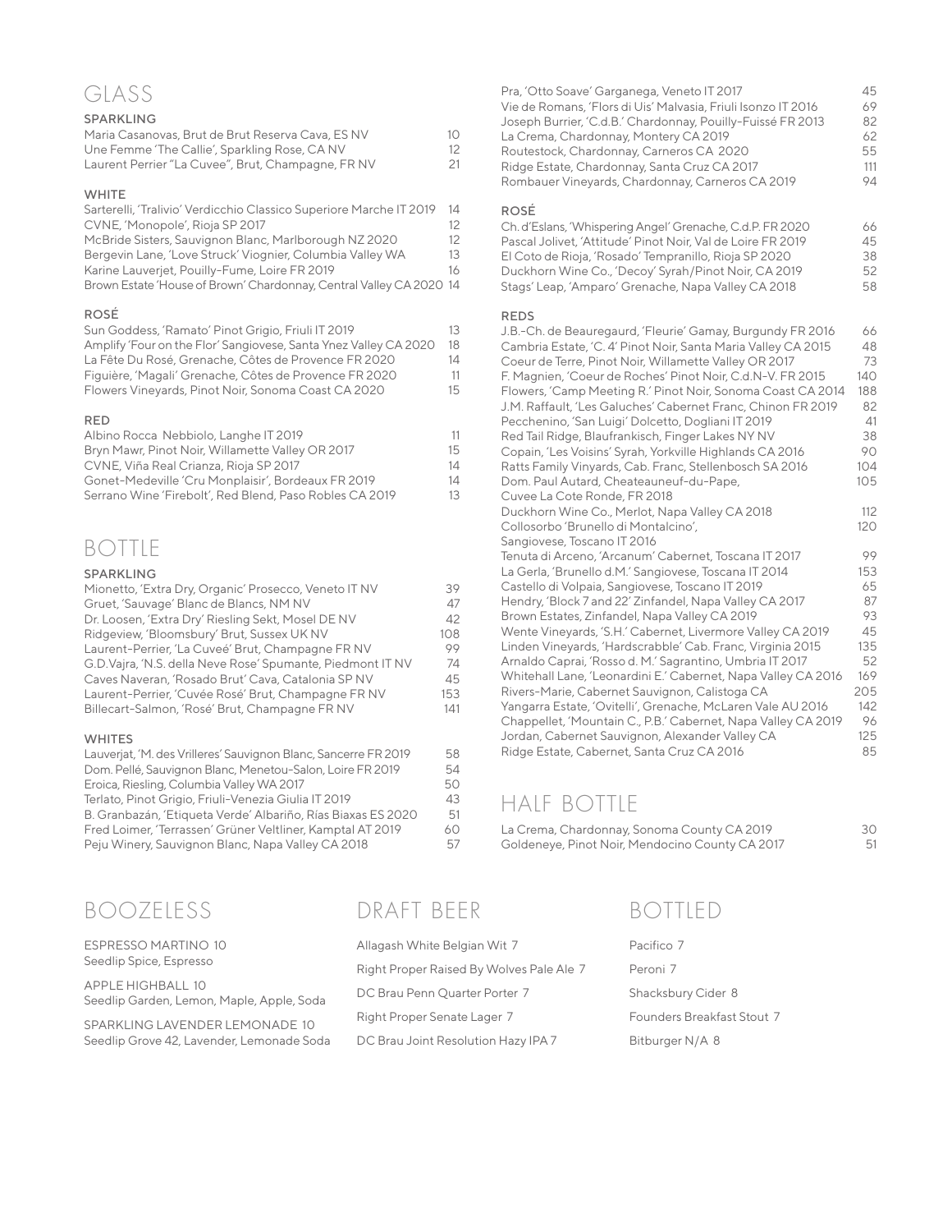# GLASS

### SPARKLING

| | |
|---|---|
| Maria Casanovas, Brut de Brut Reserva Cava, ES NV | 10 |
| Une Femme 'The Callie', Sparkling Rose, CA NV | 12 |
| Laurent Perrier "La Cuvee", Brut, Champagne, FR NV | 21 |

### WHITE

| | |
|---|---|
| Sarterelli, 'Tralivio' Verdicchio Classico Superiore Marche IT 2019 | 14 |
| CVNE, 'Monopole', Rioja SP 2017 | 12 |
| McBride Sisters, Sauvignon Blanc, Marlborough NZ 2020 | 12 |
| Bergevin Lane, 'Love Struck' Viognier, Columbia Valley WA | 13 |
| Karine Lauverjet, Pouilly-Fume, Loire FR 2019 | 16 |
| Brown Estate 'House of Brown' Chardonnay, Central Valley CA 2020 | 14 |

### ROSÉ

| | |
|---|---|
| Sun Goddess, 'Ramato' Pinot Grigio, Friuli IT 2019 | 13 |
| Amplify 'Four on the Flor' Sangiovese, Santa Ynez Valley CA 2020 | 18 |
| La Fête Du Rosé, Grenache, Côtes de Provence FR 2020 | 14 |
| Figuière, 'Magali' Grenache, Côtes de Provence FR 2020 | 11 |
| Flowers Vineyards, Pinot Noir, Sonoma Coast CA 2020 | 15 |

### RED

| | |
|---|---|
| Albino Rocca Nebbiolo, Langhe IT 2019 | 11 |
| Bryn Mawr, Pinot Noir, Willamette Valley OR 2017 | 15 |
| CVNE, Viña Real Crianza, Rioja SP 2017 | 14 |
| Gonet-Medeville 'Cru Monplaisir', Bordeaux FR 2019 | 14 |
| Serrano Wine 'Firebolt', Red Blend, Paso Robles CA 2019 | 13 |

# BOTTLE

### SPARKLING

| | |
|---|---|
| Mionetto, 'Extra Dry, Organic' Prosecco, Veneto IT NV | 39 |
| Gruet, 'Sauvage' Blanc de Blancs, NM NV | 47 |
| Dr. Loosen, 'Extra Dry' Riesling Sekt, Mosel DE NV | 42 |
| Ridgeview, 'Bloomsbury' Brut, Sussex UK NV | 108 |
| Laurent-Perrier, 'La Cuveé' Brut, Champagne FR NV | 99 |
| G.D.Vajra, 'N.S. della Neve Rose' Spumante, Piedmont IT NV | 74 |
| Caves Naveran, 'Rosado Brut' Cava, Catalonia SP NV | 45 |
| Laurent-Perrier, 'Cuvée Rosé' Brut, Champagne FR NV | 153 |
| Billecart-Salmon, 'Rosé' Brut, Champagne FR NV | 141 |

### WHITES

| | |
|---|---|
| Lauverjat, 'M. des Vrilleres' Sauvignon Blanc, Sancerre FR 2019 | 58 |
| Dom. Pellé, Sauvignon Blanc, Menetou-Salon, Loire FR 2019 | 54 |
| Eroica, Riesling, Columbia Valley WA 2017 | 50 |
| Terlato, Pinot Grigio, Friuli-Venezia Giulia IT 2019 | 43 |
| B. Granbazán, 'Etiqueta Verde' Albariño, Rías Biaxas ES 2020 | 51 |
| Fred Loimer, 'Terrassen' Grüner Veltliner, Kamptal AT 2019 | 60 |
| Peju Winery, Sauvignon Blanc, Napa Valley CA 2018 | 57 |
| Pra, 'Otto Soave' Garganega, Veneto IT 2017 | 45 |
| Vie de Romans, 'Flors di Uis' Malvasia, Friuli Isonzo IT 2016 | 69 |
| Joseph Burrier, 'C.d.B.' Chardonnay, Pouilly-Fuissé FR 2013 | 82 |
| La Crema, Chardonnay, Montery CA 2019 | 62 |
| Routestock, Chardonnay, Carneros CA 2020 | 55 |
| Ridge Estate, Chardonnay, Santa Cruz CA 2017 | 111 |
| Rombauer Vineyards, Chardonnay, Carneros CA 2019 | 94 |

### ROSÉ

| | |
|---|---|
| Ch. d'Eslans, 'Whispering Angel' Grenache, C.d.P. FR 2020 | 66 |
| Pascal Jolivet, 'Attitude' Pinot Noir, Val de Loire FR 2019 | 45 |
| El Coto de Rioja, 'Rosado' Tempranillo, Rioja SP 2020 | 38 |
| Duckhorn Wine Co., 'Decoy' Syrah/Pinot Noir, CA 2019 | 52 |
| Stags' Leap, 'Amparo' Grenache, Napa Valley CA 2018 | 58 |

### REDS

| | |
|---|---|
| J.B.-Ch. de Beauregaurd, 'Fleurie' Gamay, Burgundy FR 2016 | 66 |
| Cambria Estate, 'C. 4' Pinot Noir, Santa Maria Valley CA 2015 | 48 |
| Coeur de Terre, Pinot Noir, Willamette Valley OR 2017 | 73 |
| F. Magnien, 'Coeur de Roches' Pinot Noir, C.d.N-V. FR 2015 | 140 |
| Flowers, 'Camp Meeting R.' Pinot Noir, Sonoma Coast CA 2014 | 188 |
| J.M. Raffault, 'Les Galuches' Cabernet Franc, Chinon FR 2019 | 82 |
| Pecchenino, 'San Luigi' Dolcetto, Dogliani IT 2019 | 41 |
| Red Tail Ridge, Blaufrankisch, Finger Lakes NY NV | 38 |
| Copain, 'Les Voisins' Syrah, Yorkville Highlands CA 2016 | 90 |
| Ratts Family Vinyards, Cab. Franc, Stellenbosch SA 2016 | 104 |
| Dom. Paul Autard, Cheateauneuf-du-Pape, Cuvee La Cote Ronde, FR 2018 | 105 |
| Duckhorn Wine Co., Merlot, Napa Valley CA 2018 | 112 |
| Collosorbo 'Brunello di Montalcino', Sangiovese, Toscano IT 2016 | 120 |
| Tenuta di Arceno, 'Arcanum' Cabernet, Toscana IT 2017 | 99 |
| La Gerla, 'Brunello d.M.' Sangiovese, Toscana IT 2014 | 153 |
| Castello di Volpaia, Sangiovese, Toscano IT 2019 | 65 |
| Hendry, 'Block 7 and 22' Zinfandel, Napa Valley CA 2017 | 87 |
| Brown Estates, Zinfandel, Napa Valley CA 2019 | 93 |
| Wente Vineyards, 'S.H.' Cabernet, Livermore Valley CA 2019 | 45 |
| Linden Vineyards, 'Hardscrabble' Cab. Franc, Virginia 2015 | 135 |
| Arnaldo Caprai, 'Rosso d. M.' Sagrantino, Umbria IT 2017 | 52 |
| Whitehall Lane, 'Leonardini E.' Cabernet, Napa Valley CA 2016 | 169 |
| Rivers-Marie, Cabernet Sauvignon, Calistoga CA | 205 |
| Yangarra Estate, 'Ovitelli', Grenache, McLaren Vale AU 2016 | 142 |
| Chappellet, 'Mountain C., P.B.' Cabernet, Napa Valley CA 2019 | 96 |
| Jordan, Cabernet Sauvignon, Alexander Valley CA | 125 |
| Ridge Estate, Cabernet, Santa Cruz CA 2016 | 85 |

# HALF BOTTLE

| | |
|---|---|
| La Crema, Chardonnay, Sonoma County CA 2019 | 30 |
| Goldeneye, Pinot Noir, Mendocino County CA 2017 | 51 |

# BOOZELESS

ESPRESSO MARTINO 10
Seedlip Spice, Espresso

APPLE HIGHBALL 10
Seedlip Garden, Lemon, Maple, Apple, Soda

SPARKLING LAVENDER LEMONADE 10
Seedlip Grove 42, Lavender, Lemonade Soda

# DRAFT BEER

Allagash White Belgian Wit 7

Right Proper Raised By Wolves Pale Ale 7

DC Brau Penn Quarter Porter 7

Right Proper Senate Lager 7

DC Brau Joint Resolution Hazy IPA 7

# BOTTLED

Pacifico 7

Peroni 7

Shacksbury Cider 8

Founders Breakfast Stout 7

Bitburger N/A 8